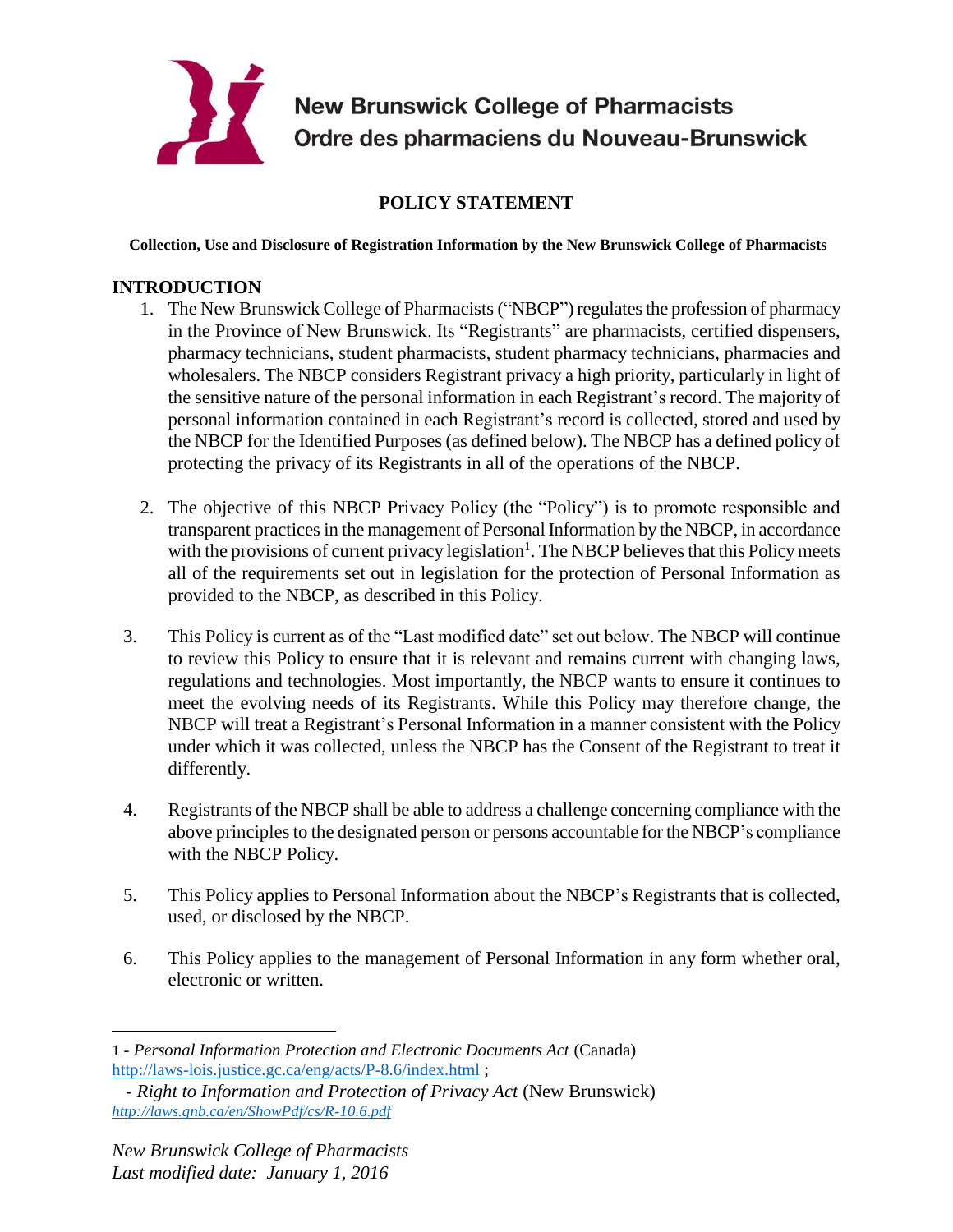**New Brunswick College of Pharmacists**
**Ordre des pharmaciens du Nouveau-Brunswick**

# POLICY STATEMENT

**Collection, Use and Disclosure of Registration Information by the New Brunswick College of Pharmacists**

## INTRODUCTION

1. The New Brunswick College of Pharmacists ("NBCP") regulates the profession of pharmacy in the Province of New Brunswick. Its "Registrants" are pharmacists, certified dispensers, pharmacy technicians, student pharmacists, student pharmacy technicians, pharmacies and wholesalers. The NBCP considers Registrant privacy a high priority, particularly in light of the sensitive nature of the personal information in each Registrant's record. The majority of personal information contained in each Registrant's record is collected, stored and used by the NBCP for the Identified Purposes (as defined below). The NBCP has a defined policy of protecting the privacy of its Registrants in all of the operations of the NBCP.

2. The objective of this NBCP Privacy Policy (the "Policy") is to promote responsible and transparent practices in the management of Personal Information by the NBCP, in accordance with the provisions of current privacy legislation[1]. The NBCP believes that this Policy meets all of the requirements set out in legislation for the protection of Personal Information as provided to the NBCP, as described in this Policy.

3. This Policy is current as of the "Last modified date" set out below. The NBCP will continue to review this Policy to ensure that it is relevant and remains current with changing laws, regulations and technologies. Most importantly, the NBCP wants to ensure it continues to meet the evolving needs of its Registrants. While this Policy may therefore change, the NBCP will treat a Registrant's Personal Information in a manner consistent with the Policy under which it was collected, unless the NBCP has the Consent of the Registrant to treat it differently.

4. Registrants of the NBCP shall be able to address a challenge concerning compliance with the above principles to the designated person or persons accountable for the NBCP's compliance with the NBCP Policy.

5. This Policy applies to Personal Information about the NBCP's Registrants that is collected, used, or disclosed by the NBCP.

6. This Policy applies to the management of Personal Information in any form whether oral, electronic or written.

---

1 - *Personal Information Protection and Electronic Documents Act* (Canada) http://laws-lois.justice.gc.ca/eng/acts/P-8.6/index.html ;
- *Right to Information and Protection of Privacy Act* (New Brunswick) *http://laws.gnb.ca/en/ShowPdf/cs/R-10.6.pdf*

*New Brunswick College of Pharmacists*
*Last modified date: January 1, 2016*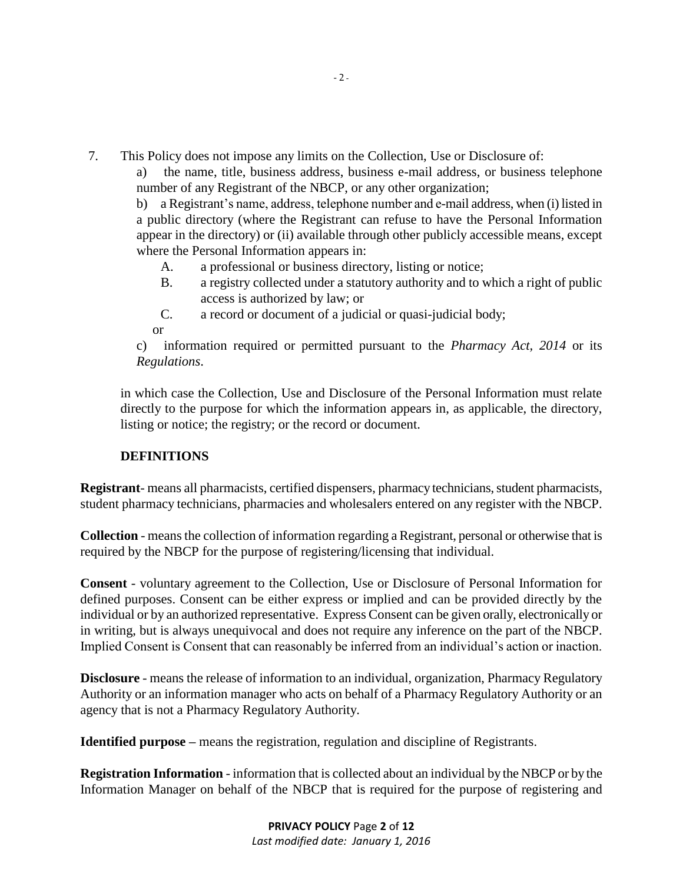7. This Policy does not impose any limits on the Collection, Use or Disclosure of:

   a) the name, title, business address, business e-mail address, or business telephone number of any Registrant of the NBCP, or any other organization;

   b) a Registrant's name, address, telephone number and e-mail address, when (i) listed in a public directory (where the Registrant can refuse to have the Personal Information appear in the directory) or (ii) available through other publicly accessible means, except where the Personal Information appears in:

      A. a professional or business directory, listing or notice;

      B. a registry collected under a statutory authority and to which a right of public access is authorized by law; or

      C. a record or document of a judicial or quasi-judicial body;

   or

   c) information required or permitted pursuant to the *Pharmacy Act, 2014* or its *Regulations*.

   in which case the Collection, Use and Disclosure of the Personal Information must relate directly to the purpose for which the information appears in, as applicable, the directory, listing or notice; the registry; or the record or document.

## DEFINITIONS

**Registrant**- means all pharmacists, certified dispensers, pharmacy technicians, student pharmacists, student pharmacy technicians, pharmacies and wholesalers entered on any register with the NBCP.

**Collection** - means the collection of information regarding a Registrant, personal or otherwise that is required by the NBCP for the purpose of registering/licensing that individual.

**Consent** - voluntary agreement to the Collection, Use or Disclosure of Personal Information for defined purposes. Consent can be either express or implied and can be provided directly by the individual or by an authorized representative. Express Consent can be given orally, electronically or in writing, but is always unequivocal and does not require any inference on the part of the NBCP. Implied Consent is Consent that can reasonably be inferred from an individual's action or inaction.

**Disclosure** - means the release of information to an individual, organization, Pharmacy Regulatory Authority or an information manager who acts on behalf of a Pharmacy Regulatory Authority or an agency that is not a Pharmacy Regulatory Authority.

**Identified purpose –** means the registration, regulation and discipline of Registrants.

**Registration Information** - information that is collected about an individual by the NBCP or by the Information Manager on behalf of the NBCP that is required for the purpose of registering and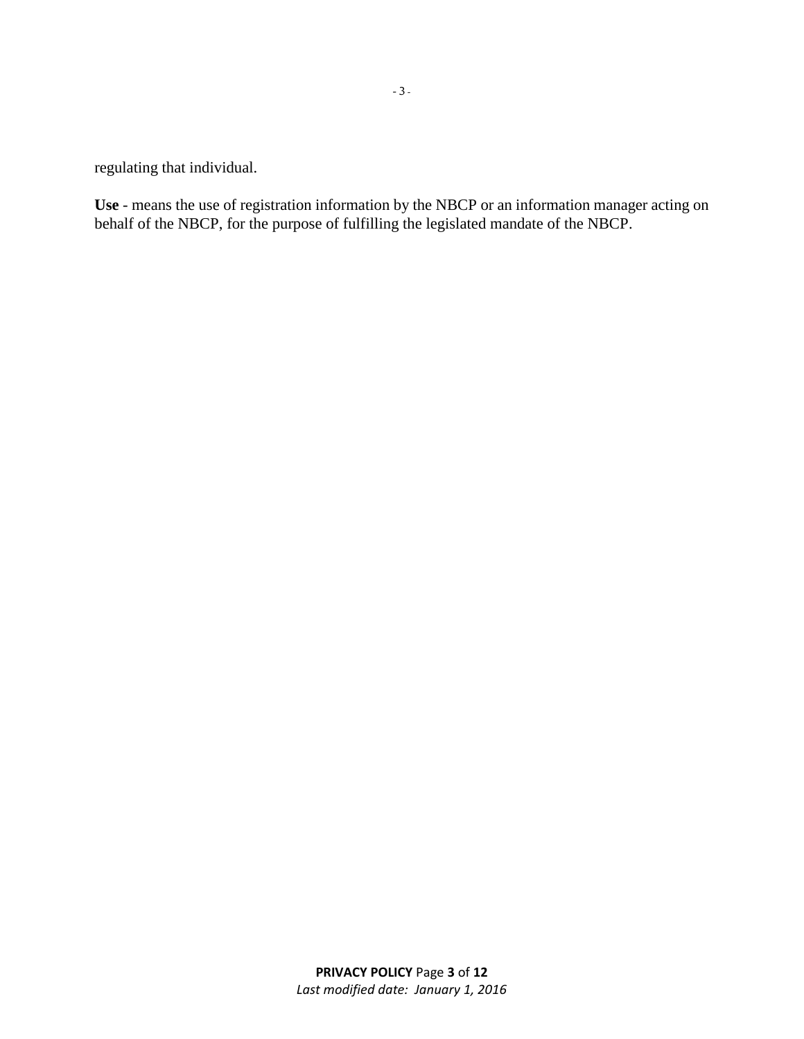regulating that individual.

**Use** - means the use of registration information by the NBCP or an information manager acting on behalf of the NBCP, for the purpose of fulfilling the legislated mandate of the NBCP.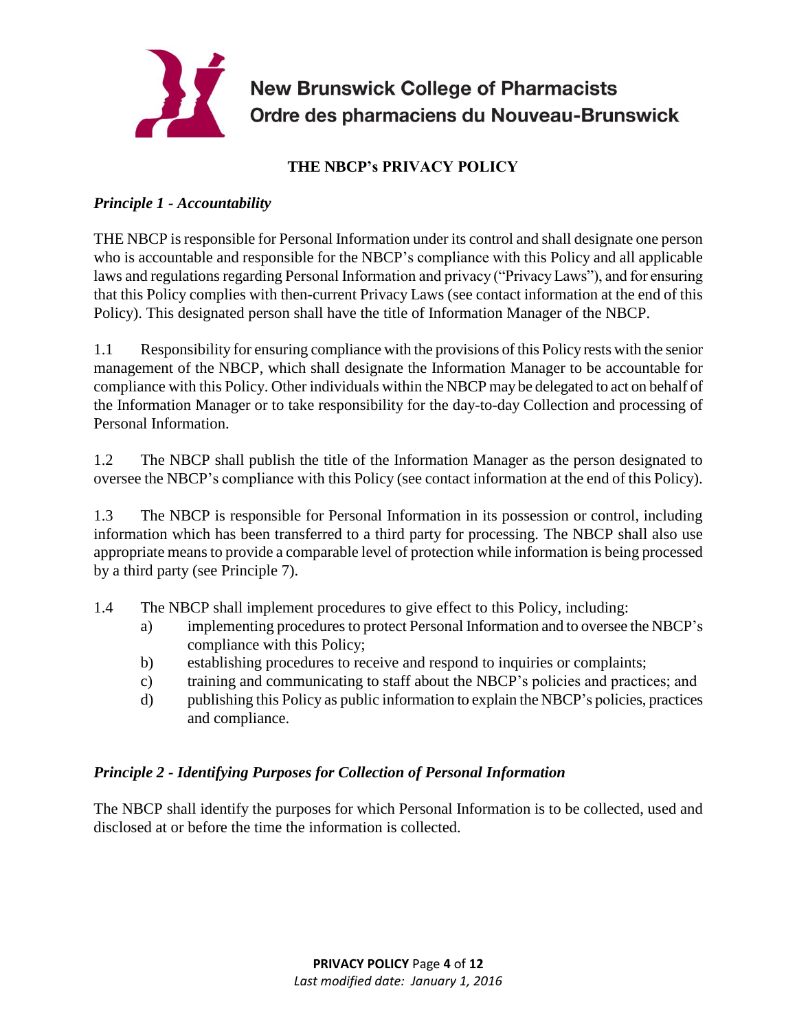**New Brunswick College of Pharmacists**
**Ordre des pharmaciens du Nouveau-Brunswick**

# THE NBCP's PRIVACY POLICY

## *Principle 1 - Accountability*

THE NBCP is responsible for Personal Information under its control and shall designate one person who is accountable and responsible for the NBCP's compliance with this Policy and all applicable laws and regulations regarding Personal Information and privacy ("Privacy Laws"), and for ensuring that this Policy complies with then-current Privacy Laws (see contact information at the end of this Policy). This designated person shall have the title of Information Manager of the NBCP.

1.1 Responsibility for ensuring compliance with the provisions of this Policy rests with the senior management of the NBCP, which shall designate the Information Manager to be accountable for compliance with this Policy. Other individuals within the NBCP may be delegated to act on behalf of the Information Manager or to take responsibility for the day-to-day Collection and processing of Personal Information.

1.2 The NBCP shall publish the title of the Information Manager as the person designated to oversee the NBCP's compliance with this Policy (see contact information at the end of this Policy).

1.3 The NBCP is responsible for Personal Information in its possession or control, including information which has been transferred to a third party for processing. The NBCP shall also use appropriate means to provide a comparable level of protection while information is being processed by a third party (see Principle 7).

1.4 The NBCP shall implement procedures to give effect to this Policy, including:

- a) implementing procedures to protect Personal Information and to oversee the NBCP's compliance with this Policy;
- b) establishing procedures to receive and respond to inquiries or complaints;
- c) training and communicating to staff about the NBCP's policies and practices; and
- d) publishing this Policy as public information to explain the NBCP's policies, practices and compliance.

## *Principle 2 - Identifying Purposes for Collection of Personal Information*

The NBCP shall identify the purposes for which Personal Information is to be collected, used and disclosed at or before the time the information is collected.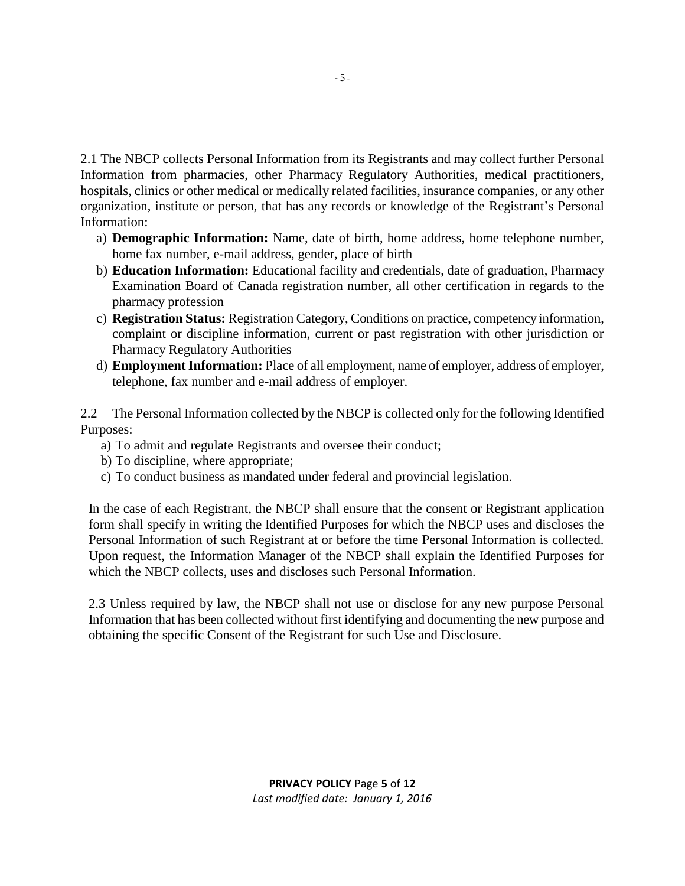2.1 The NBCP collects Personal Information from its Registrants and may collect further Personal Information from pharmacies, other Pharmacy Regulatory Authorities, medical practitioners, hospitals, clinics or other medical or medically related facilities, insurance companies, or any other organization, institute or person, that has any records or knowledge of the Registrant's Personal Information:

a) **Demographic Information:** Name, date of birth, home address, home telephone number, home fax number, e-mail address, gender, place of birth

b) **Education Information:** Educational facility and credentials, date of graduation, Pharmacy Examination Board of Canada registration number, all other certification in regards to the pharmacy profession

c) **Registration Status:** Registration Category, Conditions on practice, competency information, complaint or discipline information, current or past registration with other jurisdiction or Pharmacy Regulatory Authorities

d) **Employment Information:** Place of all employment, name of employer, address of employer, telephone, fax number and e-mail address of employer.

2.2 The Personal Information collected by the NBCP is collected only for the following Identified Purposes:

a) To admit and regulate Registrants and oversee their conduct;

b) To discipline, where appropriate;

c) To conduct business as mandated under federal and provincial legislation.

In the case of each Registrant, the NBCP shall ensure that the consent or Registrant application form shall specify in writing the Identified Purposes for which the NBCP uses and discloses the Personal Information of such Registrant at or before the time Personal Information is collected. Upon request, the Information Manager of the NBCP shall explain the Identified Purposes for which the NBCP collects, uses and discloses such Personal Information.

2.3 Unless required by law, the NBCP shall not use or disclose for any new purpose Personal Information that has been collected without first identifying and documenting the new purpose and obtaining the specific Consent of the Registrant for such Use and Disclosure.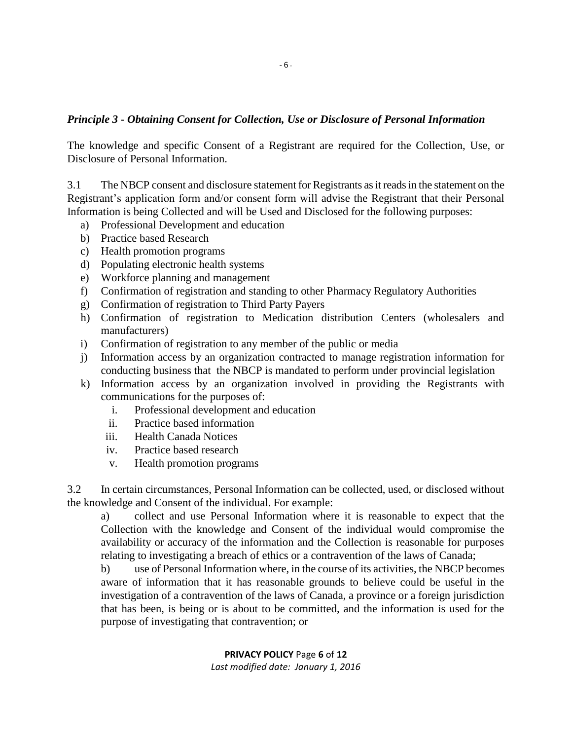***Principle 3 - Obtaining Consent for Collection, Use or Disclosure of Personal Information***

The knowledge and specific Consent of a Registrant are required for the Collection, Use, or Disclosure of Personal Information.

3.1 The NBCP consent and disclosure statement for Registrants as it reads in the statement on the Registrant's application form and/or consent form will advise the Registrant that their Personal Information is being Collected and will be Used and Disclosed for the following purposes:

a) Professional Development and education
b) Practice based Research
c) Health promotion programs
d) Populating electronic health systems
e) Workforce planning and management
f) Confirmation of registration and standing to other Pharmacy Regulatory Authorities
g) Confirmation of registration to Third Party Payers
h) Confirmation of registration to Medication distribution Centers (wholesalers and manufacturers)
i) Confirmation of registration to any member of the public or media
j) Information access by an organization contracted to manage registration information for conducting business that the NBCP is mandated to perform under provincial legislation
k) Information access by an organization involved in providing the Registrants with communications for the purposes of:
   i. Professional development and education
   ii. Practice based information
   iii. Health Canada Notices
   iv. Practice based research
   v. Health promotion programs

3.2 In certain circumstances, Personal Information can be collected, used, or disclosed without the knowledge and Consent of the individual. For example:

a) collect and use Personal Information where it is reasonable to expect that the Collection with the knowledge and Consent of the individual would compromise the availability or accuracy of the information and the Collection is reasonable for purposes relating to investigating a breach of ethics or a contravention of the laws of Canada;

b) use of Personal Information where, in the course of its activities, the NBCP becomes aware of information that it has reasonable grounds to believe could be useful in the investigation of a contravention of the laws of Canada, a province or a foreign jurisdiction that has been, is being or is about to be committed, and the information is used for the purpose of investigating that contravention; or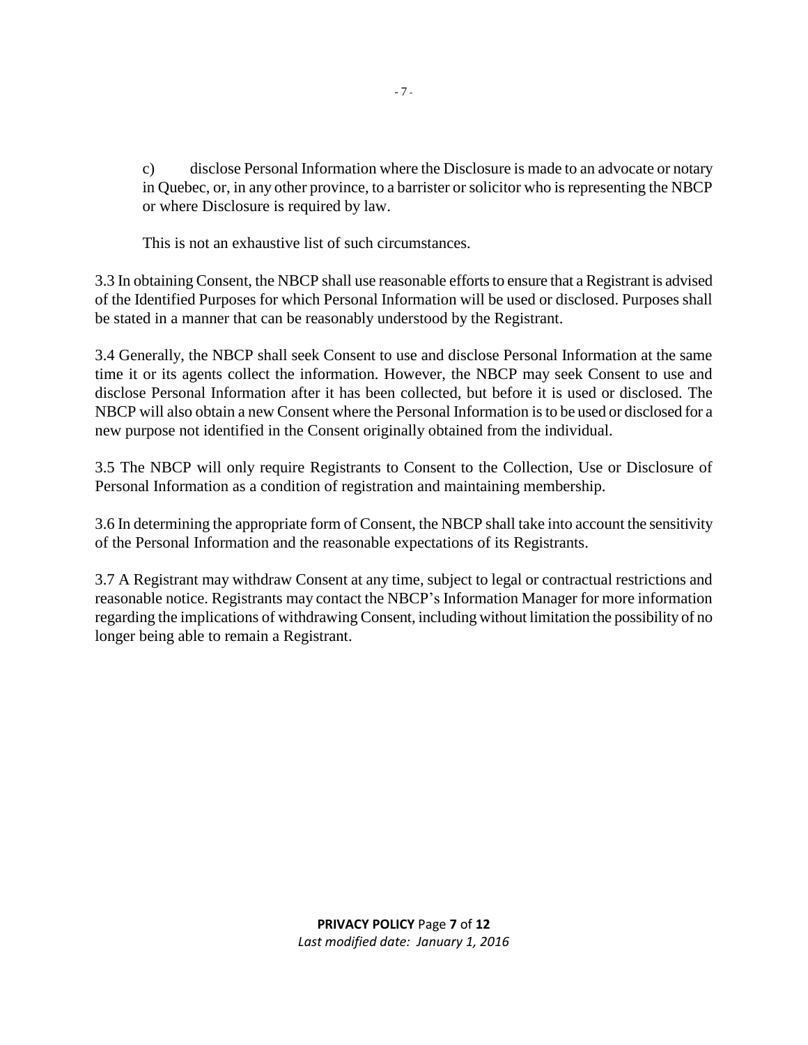c) disclose Personal Information where the Disclosure is made to an advocate or notary in Quebec, or, in any other province, to a barrister or solicitor who is representing the NBCP or where Disclosure is required by law.

This is not an exhaustive list of such circumstances.

3.3 In obtaining Consent, the NBCP shall use reasonable efforts to ensure that a Registrant is advised of the Identified Purposes for which Personal Information will be used or disclosed. Purposes shall be stated in a manner that can be reasonably understood by the Registrant.

3.4 Generally, the NBCP shall seek Consent to use and disclose Personal Information at the same time it or its agents collect the information. However, the NBCP may seek Consent to use and disclose Personal Information after it has been collected, but before it is used or disclosed. The NBCP will also obtain a new Consent where the Personal Information is to be used or disclosed for a new purpose not identified in the Consent originally obtained from the individual.

3.5 The NBCP will only require Registrants to Consent to the Collection, Use or Disclosure of Personal Information as a condition of registration and maintaining membership.

3.6 In determining the appropriate form of Consent, the NBCP shall take into account the sensitivity of the Personal Information and the reasonable expectations of its Registrants.

3.7 A Registrant may withdraw Consent at any time, subject to legal or contractual restrictions and reasonable notice. Registrants may contact the NBCP's Information Manager for more information regarding the implications of withdrawing Consent, including without limitation the possibility of no longer being able to remain a Registrant.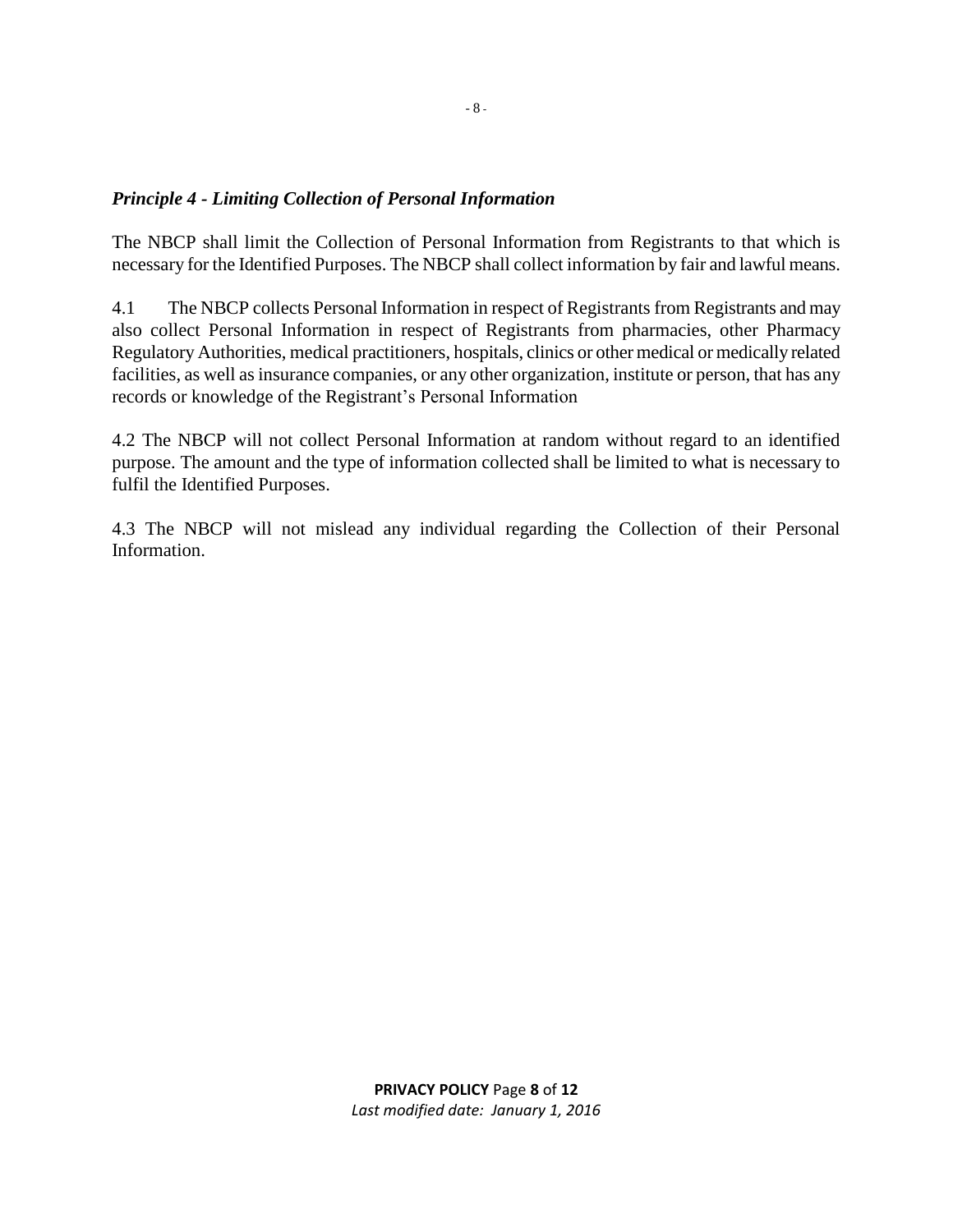### *Principle 4 - Limiting Collection of Personal Information*

The NBCP shall limit the Collection of Personal Information from Registrants to that which is necessary for the Identified Purposes. The NBCP shall collect information by fair and lawful means.

4.1 The NBCP collects Personal Information in respect of Registrants from Registrants and may also collect Personal Information in respect of Registrants from pharmacies, other Pharmacy Regulatory Authorities, medical practitioners, hospitals, clinics or other medical or medically related facilities, as well as insurance companies, or any other organization, institute or person, that has any records or knowledge of the Registrant's Personal Information

4.2 The NBCP will not collect Personal Information at random without regard to an identified purpose. The amount and the type of information collected shall be limited to what is necessary to fulfil the Identified Purposes.

4.3 The NBCP will not mislead any individual regarding the Collection of their Personal Information.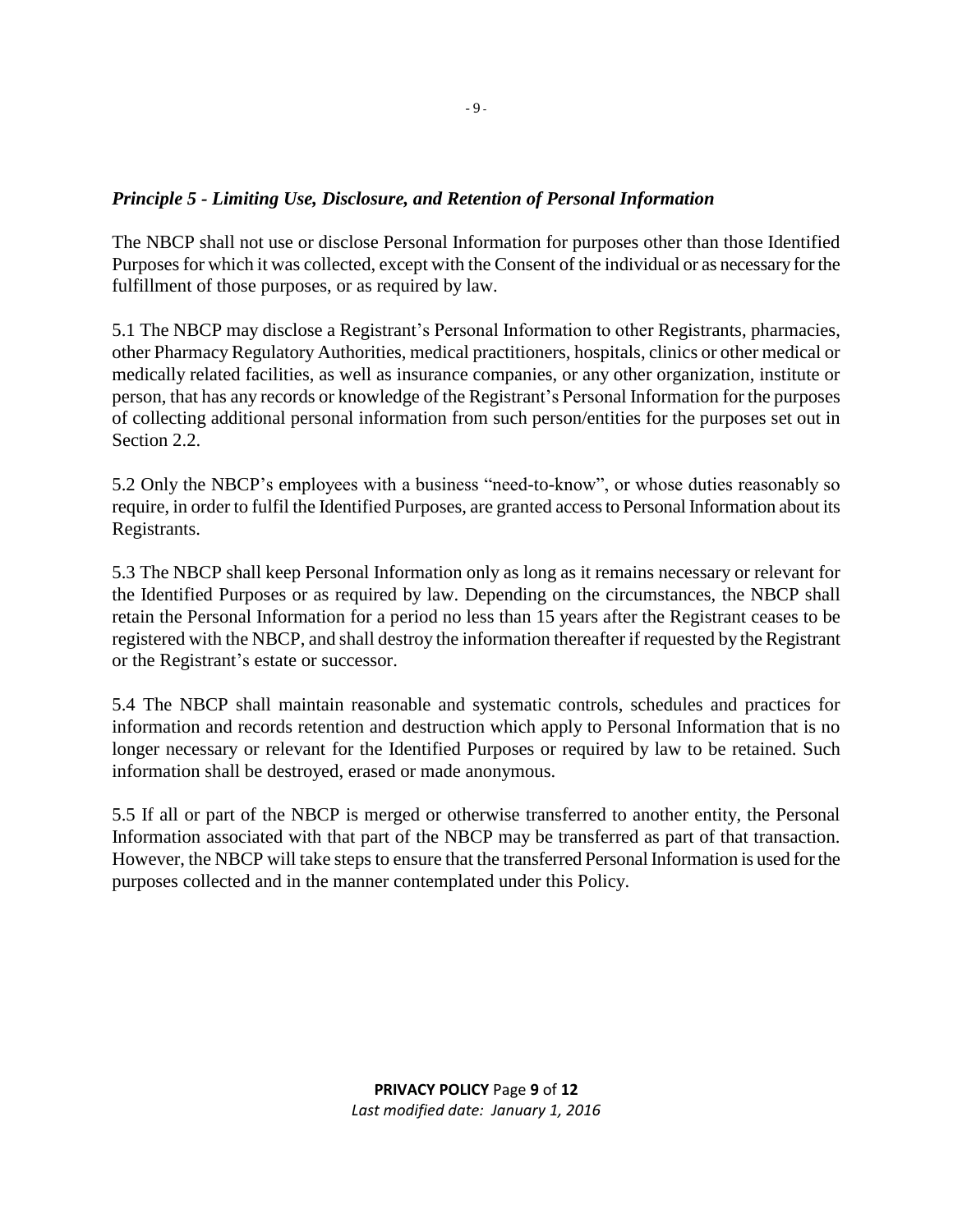### *Principle 5 - Limiting Use, Disclosure, and Retention of Personal Information*

The NBCP shall not use or disclose Personal Information for purposes other than those Identified Purposes for which it was collected, except with the Consent of the individual or as necessary for the fulfillment of those purposes, or as required by law.

5.1 The NBCP may disclose a Registrant's Personal Information to other Registrants, pharmacies, other Pharmacy Regulatory Authorities, medical practitioners, hospitals, clinics or other medical or medically related facilities, as well as insurance companies, or any other organization, institute or person, that has any records or knowledge of the Registrant's Personal Information for the purposes of collecting additional personal information from such person/entities for the purposes set out in Section 2.2.

5.2 Only the NBCP's employees with a business "need-to-know", or whose duties reasonably so require, in order to fulfil the Identified Purposes, are granted access to Personal Information about its Registrants.

5.3 The NBCP shall keep Personal Information only as long as it remains necessary or relevant for the Identified Purposes or as required by law. Depending on the circumstances, the NBCP shall retain the Personal Information for a period no less than 15 years after the Registrant ceases to be registered with the NBCP, and shall destroy the information thereafter if requested by the Registrant or the Registrant's estate or successor.

5.4 The NBCP shall maintain reasonable and systematic controls, schedules and practices for information and records retention and destruction which apply to Personal Information that is no longer necessary or relevant for the Identified Purposes or required by law to be retained. Such information shall be destroyed, erased or made anonymous.

5.5 If all or part of the NBCP is merged or otherwise transferred to another entity, the Personal Information associated with that part of the NBCP may be transferred as part of that transaction. However, the NBCP will take steps to ensure that the transferred Personal Information is used for the purposes collected and in the manner contemplated under this Policy.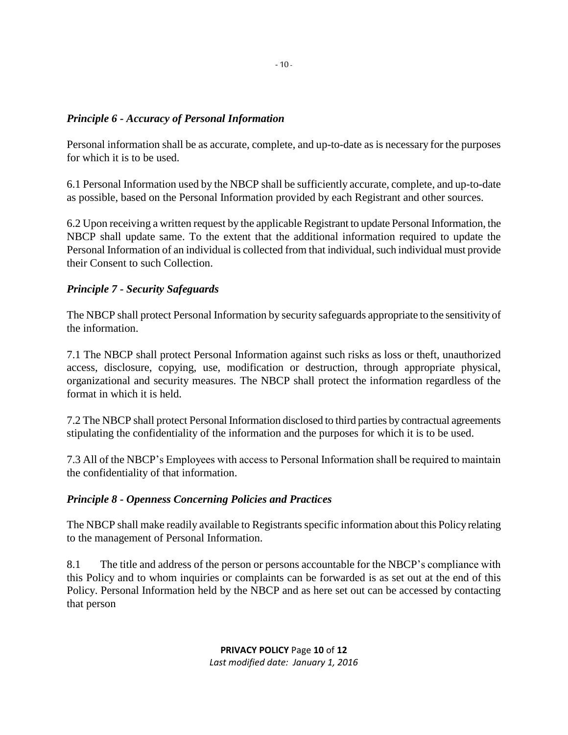### *Principle 6 - Accuracy of Personal Information*

Personal information shall be as accurate, complete, and up-to-date as is necessary for the purposes for which it is to be used.

6.1 Personal Information used by the NBCP shall be sufficiently accurate, complete, and up-to-date as possible, based on the Personal Information provided by each Registrant and other sources.

6.2 Upon receiving a written request by the applicable Registrant to update Personal Information, the NBCP shall update same. To the extent that the additional information required to update the Personal Information of an individual is collected from that individual, such individual must provide their Consent to such Collection.

### *Principle 7 - Security Safeguards*

The NBCP shall protect Personal Information by security safeguards appropriate to the sensitivity of the information.

7.1 The NBCP shall protect Personal Information against such risks as loss or theft, unauthorized access, disclosure, copying, use, modification or destruction, through appropriate physical, organizational and security measures. The NBCP shall protect the information regardless of the format in which it is held.

7.2 The NBCP shall protect Personal Information disclosed to third parties by contractual agreements stipulating the confidentiality of the information and the purposes for which it is to be used.

7.3 All of the NBCP's Employees with access to Personal Information shall be required to maintain the confidentiality of that information.

### *Principle 8 - Openness Concerning Policies and Practices*

The NBCP shall make readily available to Registrants specific information about this Policy relating to the management of Personal Information.

8.1 The title and address of the person or persons accountable for the NBCP's compliance with this Policy and to whom inquiries or complaints can be forwarded is as set out at the end of this Policy. Personal Information held by the NBCP and as here set out can be accessed by contacting that person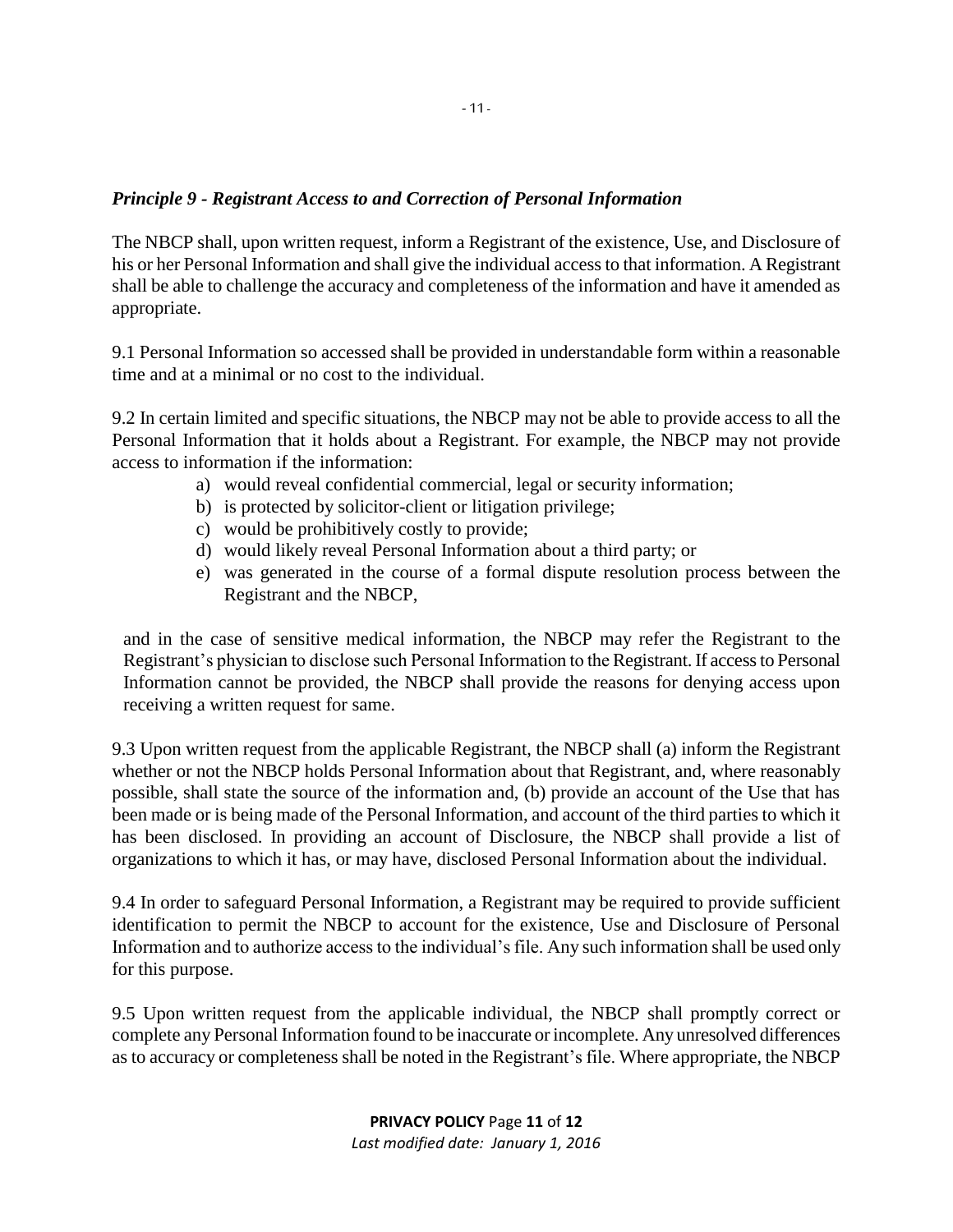### *Principle 9 - Registrant Access to and Correction of Personal Information*

The NBCP shall, upon written request, inform a Registrant of the existence, Use, and Disclosure of his or her Personal Information and shall give the individual access to that information. A Registrant shall be able to challenge the accuracy and completeness of the information and have it amended as appropriate.

9.1 Personal Information so accessed shall be provided in understandable form within a reasonable time and at a minimal or no cost to the individual.

9.2 In certain limited and specific situations, the NBCP may not be able to provide access to all the Personal Information that it holds about a Registrant. For example, the NBCP may not provide access to information if the information:

a) would reveal confidential commercial, legal or security information;
b) is protected by solicitor-client or litigation privilege;
c) would be prohibitively costly to provide;
d) would likely reveal Personal Information about a third party; or
e) was generated in the course of a formal dispute resolution process between the Registrant and the NBCP,

and in the case of sensitive medical information, the NBCP may refer the Registrant to the Registrant's physician to disclose such Personal Information to the Registrant. If access to Personal Information cannot be provided, the NBCP shall provide the reasons for denying access upon receiving a written request for same.

9.3 Upon written request from the applicable Registrant, the NBCP shall (a) inform the Registrant whether or not the NBCP holds Personal Information about that Registrant, and, where reasonably possible, shall state the source of the information and, (b) provide an account of the Use that has been made or is being made of the Personal Information, and account of the third parties to which it has been disclosed. In providing an account of Disclosure, the NBCP shall provide a list of organizations to which it has, or may have, disclosed Personal Information about the individual.

9.4 In order to safeguard Personal Information, a Registrant may be required to provide sufficient identification to permit the NBCP to account for the existence, Use and Disclosure of Personal Information and to authorize access to the individual's file. Any such information shall be used only for this purpose.

9.5 Upon written request from the applicable individual, the NBCP shall promptly correct or complete any Personal Information found to be inaccurate or incomplete. Any unresolved differences as to accuracy or completeness shall be noted in the Registrant's file. Where appropriate, the NBCP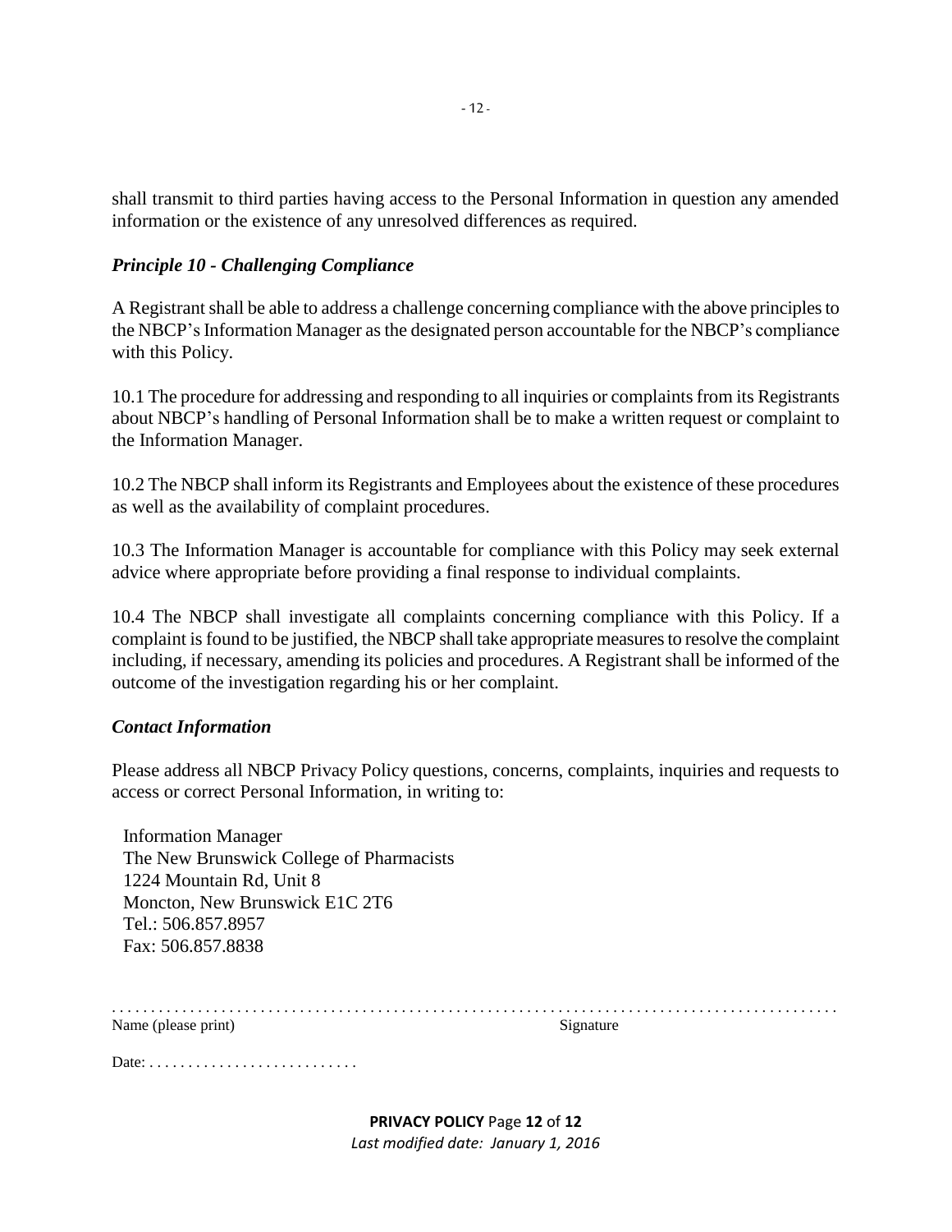shall transmit to third parties having access to the Personal Information in question any amended information or the existence of any unresolved differences as required.

### *Principle 10 - Challenging Compliance*

A Registrant shall be able to address a challenge concerning compliance with the above principles to the NBCP's Information Manager as the designated person accountable for the NBCP's compliance with this Policy.

10.1 The procedure for addressing and responding to all inquiries or complaints from its Registrants about NBCP's handling of Personal Information shall be to make a written request or complaint to the Information Manager.

10.2 The NBCP shall inform its Registrants and Employees about the existence of these procedures as well as the availability of complaint procedures.

10.3 The Information Manager is accountable for compliance with this Policy may seek external advice where appropriate before providing a final response to individual complaints.

10.4 The NBCP shall investigate all complaints concerning compliance with this Policy. If a complaint is found to be justified, the NBCP shall take appropriate measures to resolve the complaint including, if necessary, amending its policies and procedures. A Registrant shall be informed of the outcome of the investigation regarding his or her complaint.

### *Contact Information*

Please address all NBCP Privacy Policy questions, concerns, complaints, inquiries and requests to access or correct Personal Information, in writing to:

Information Manager
The New Brunswick College of Pharmacists
1224 Mountain Rd, Unit 8
Moncton, New Brunswick E1C 2T6
Tel.: 506.857.8957
Fax: 506.857.8838

. . . . . . . . . . . . . . . . . . . . . . . . . . . . . . . . . . . . . . . . . . . . . . . . . . . . . . . . . . . . . . . . . . . . . . . . . . . . . . . . . . . . . .
Name (please print) Signature

Date: . . . . . . . . . . . . . . . . . . . . . . . . . . .

*Last modified date: January 1, 2016*